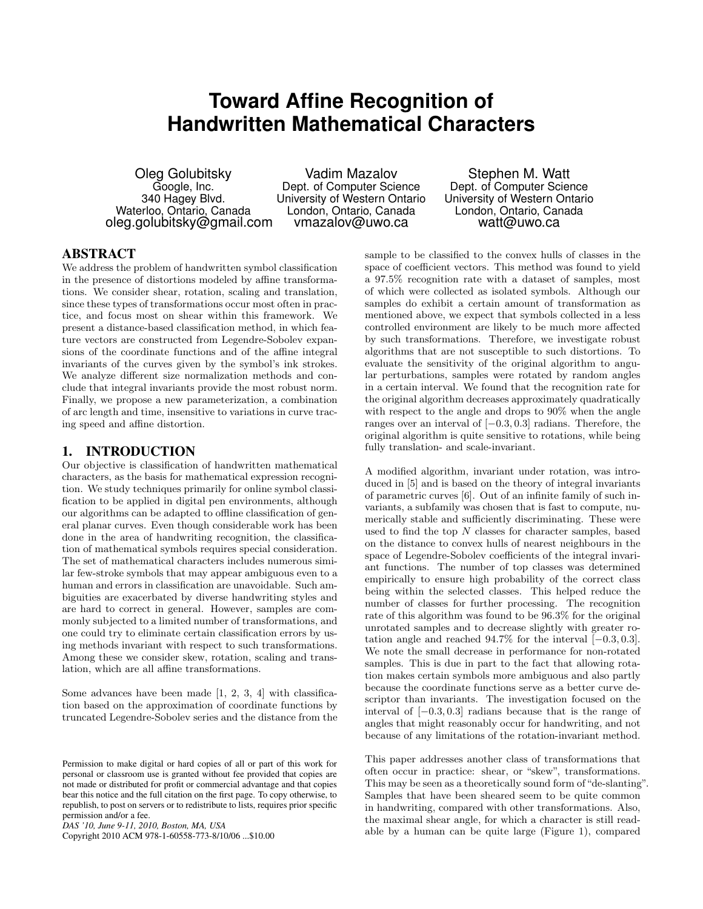# Toward Affine Recognition of Handwritten Mathematical Characters

Oleg Golubitsky
Google, Inc.
340 Hagey Blvd.
Waterloo, Ontario, Canada
oleg.golubitsky@gmail.com

Vadim Mazalov
Dept. of Computer Science
University of Western Ontario
London, Ontario, Canada
vmazalov@uwo.ca

Stephen M. Watt
Dept. of Computer Science
University of Western Ontario
London, Ontario, Canada
watt@uwo.ca

## ABSTRACT

We address the problem of handwritten symbol classification in the presence of distortions modeled by affine transformations. We consider shear, rotation, scaling and translation, since these types of transformations occur most often in practice, and focus most on shear within this framework. We present a distance-based classification method, in which feature vectors are constructed from Legendre-Sobolev expansions of the coordinate functions and of the affine integral invariants of the curves given by the symbol's ink strokes. We analyze different size normalization methods and conclude that integral invariants provide the most robust norm. Finally, we propose a new parameterization, a combination of arc length and time, insensitive to variations in curve tracing speed and affine distortion.

## 1. INTRODUCTION

Our objective is classification of handwritten mathematical characters, as the basis for mathematical expression recognition. We study techniques primarily for online symbol classification to be applied in digital pen environments, although our algorithms can be adapted to offline classification of general planar curves. Even though considerable work has been done in the area of handwriting recognition, the classification of mathematical symbols requires special consideration. The set of mathematical characters includes numerous similar few-stroke symbols that may appear ambiguous even to a human and errors in classification are unavoidable. Such ambiguities are exacerbated by diverse handwriting styles and are hard to correct in general. However, samples are commonly subjected to a limited number of transformations, and one could try to eliminate certain classification errors by using methods invariant with respect to such transformations. Among these we consider skew, rotation, scaling and translation, which are all affine transformations.

Some advances have been made [1, 2, 3, 4] with classification based on the approximation of coordinate functions by truncated Legendre-Sobolev series and the distance from the sample to be classified to the convex hulls of classes in the space of coefficient vectors. This method was found to yield a 97.5% recognition rate with a dataset of samples, most of which were collected as isolated symbols. Although our samples do exhibit a certain amount of transformation as mentioned above, we expect that symbols collected in a less controlled environment are likely to be much more affected by such transformations. Therefore, we investigate robust algorithms that are not susceptible to such distortions. To evaluate the sensitivity of the original algorithm to angular perturbations, samples were rotated by random angles in a certain interval. We found that the recognition rate for the original algorithm decreases approximately quadratically with respect to the angle and drops to 90% when the angle ranges over an interval of $[-0.3, 0.3]$ radians. Therefore, the original algorithm is quite sensitive to rotations, while being fully translation- and scale-invariant.

A modified algorithm, invariant under rotation, was introduced in [5] and is based on the theory of integral invariants of parametric curves [6]. Out of an infinite family of such invariants, a subfamily was chosen that is fast to compute, numerically stable and sufficiently discriminating. These were used to find the top $N$ classes for character samples, based on the distance to convex hulls of nearest neighbours in the space of Legendre-Sobolev coefficients of the integral invariant functions. The number of top classes was determined empirically to ensure high probability of the correct class being within the selected classes. This helped reduce the number of classes for further processing. The recognition rate of this algorithm was found to be 96.3% for the original unrotated samples and to decrease slightly with greater rotation angle and reached 94.7% for the interval $[-0.3, 0.3]$. We note the small decrease in performance for non-rotated samples. This is due in part to the fact that allowing rotation makes certain symbols more ambiguous and also partly because the coordinate functions serve as a better curve descriptor than invariants. The investigation focused on the interval of $[-0.3, 0.3]$ radians because that is the range of angles that might reasonably occur for handwriting, and not because of any limitations of the rotation-invariant method.

This paper addresses another class of transformations that often occur in practice: shear, or "skew", transformations. This may be seen as a theoretically sound form of "de-slanting". Samples that have been sheared seem to be quite common in handwriting, compared with other transformations. Also, the maximal shear angle, for which a character is still readable by a human can be quite large (Figure 1), compared

Permission to make digital or hard copies of all or part of this work for personal or classroom use is granted without fee provided that copies are not made or distributed for profit or commercial advantage and that copies bear this notice and the full citation on the first page. To copy otherwise, to republish, to post on servers or to redistribute to lists, requires prior specific permission and/or a fee.
*DAS '10, June 9-11, 2010, Boston, MA, USA*
Copyright 2010 ACM 978-1-60558-773-8/10/06 ...$10.00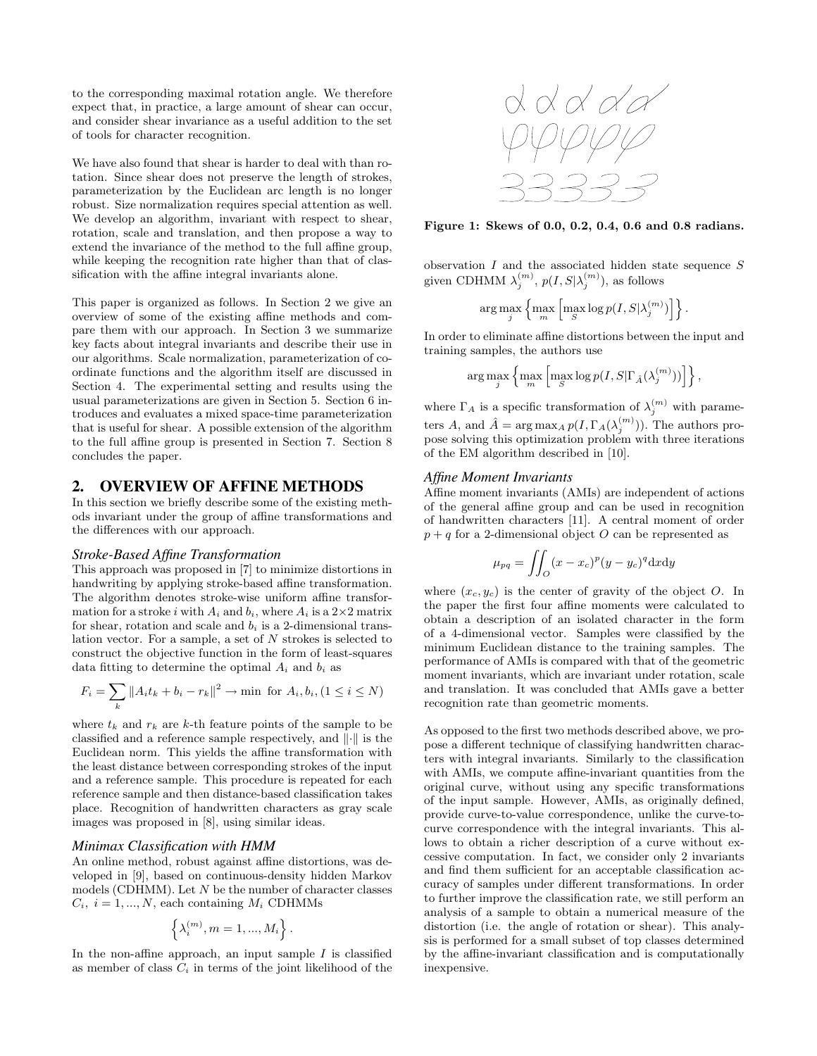to the corresponding maximal rotation angle. We therefore expect that, in practice, a large amount of shear can occur, and consider shear invariance as a useful addition to the set of tools for character recognition.

We have also found that shear is harder to deal with than rotation. Since shear does not preserve the length of strokes, parameterization by the Euclidean arc length is no longer robust. Size normalization requires special attention as well. We develop an algorithm, invariant with respect to shear, rotation, scale and translation, and then propose a way to extend the invariance of the method to the full affine group, while keeping the recognition rate higher than that of classification with the affine integral invariants alone.

This paper is organized as follows. In Section 2 we give an overview of some of the existing affine methods and compare them with our approach. In Section 3 we summarize key facts about integral invariants and describe their use in our algorithms. Scale normalization, parameterization of coordinate functions and the algorithm itself are discussed in Section 4. The experimental setting and results using the usual parameterizations are given in Section 5. Section 6 introduces and evaluates a mixed space-time parameterization that is useful for shear. A possible extension of the algorithm to the full affine group is presented in Section 7. Section 8 concludes the paper.

## 2. OVERVIEW OF AFFINE METHODS

In this section we briefly describe some of the existing methods invariant under the group of affine transformations and the differences with our approach.

### *Stroke-Based Affine Transformation*

This approach was proposed in [7] to minimize distortions in handwriting by applying stroke-based affine transformation. The algorithm denotes stroke-wise uniform affine transformation for a stroke $i$ with $A_i$ and $b_i$, where $A_i$ is a 2×2 matrix for shear, rotation and scale and $b_i$ is a 2-dimensional translation vector. For a sample, a set of $N$ strokes is selected to construct the objective function in the form of least-squares data fitting to determine the optimal $A_i$ and $b_i$ as

$$F_i = \sum_k \|A_i t_k + b_i - r_k\|^2 \rightarrow \min \text{ for } A_i, b_i, (1 \leq i \leq N)$$

where $t_k$ and $r_k$ are $k$-th feature points of the sample to be classified and a reference sample respectively, and $\|\cdot\|$ is the Euclidean norm. This yields the affine transformation with the least distance between corresponding strokes of the input and a reference sample. This procedure is repeated for each reference sample and then distance-based classification takes place. Recognition of handwritten characters as gray scale images was proposed in [8], using similar ideas.

### *Minimax Classification with HMM*

An online method, robust against affine distortions, was developed in [9], based on continuous-density hidden Markov models (CDHMM). Let $N$ be the number of character classes $C_i$, $i = 1, ..., N$, each containing $M_i$ CDHMMs

$$\left\{ \lambda_i^{(m)}, m = 1, ..., M_i \right\}.$$

In the non-affine approach, an input sample $I$ is classified as member of class $C_i$ in terms of the joint likelihood of the observation $I$ and the associated hidden state sequence $S$ given CDHMM $\lambda_j^{(m)}$, $p(I, S|\lambda_j^{(m)})$, as follows

$$\arg\max_j \left\{ \max_m \left[ \max_S \log p(I, S|\lambda_j^{(m)}) \right] \right\}.$$

In order to eliminate affine distortions between the input and training samples, the authors use

$$\arg\max_j \left\{ \max_m \left[ \max_S \log p(I, S|\Gamma_{\hat{A}}(\lambda_j^{(m)})) \right] \right\},$$

where $\Gamma_A$ is a specific transformation of $\lambda_j^{(m)}$ with parameters $A$, and $\hat{A} = \arg\max_A p(I, \Gamma_A(\lambda_j^{(m)}))$. The authors propose solving this optimization problem with three iterations of the EM algorithm described in [10].

**Figure 1: Skews of 0.0, 0.2, 0.4, 0.6 and 0.8 radians.**

### *Affine Moment Invariants*

Affine moment invariants (AMIs) are independent of actions of the general affine group and can be used in recognition of handwritten characters [11]. A central moment of order $p + q$ for a 2-dimensional object $O$ can be represented as

$$\mu_{pq} = \iint_O (x - x_c)^p (y - y_c)^q \mathrm{d}x\mathrm{d}y$$

where $(x_c, y_c)$ is the center of gravity of the object $O$. In the paper the first four affine moments were calculated to obtain a description of an isolated character in the form of a 4-dimensional vector. Samples were classified by the minimum Euclidean distance to the training samples. The performance of AMIs is compared with that of the geometric moment invariants, which are invariant under rotation, scale and translation. It was concluded that AMIs gave a better recognition rate than geometric moments.

As opposed to the first two methods described above, we propose a different technique of classifying handwritten characters with integral invariants. Similarly to the classification with AMIs, we compute affine-invariant quantities from the original curve, without using any specific transformations of the input sample. However, AMIs, as originally defined, provide curve-to-value correspondence, unlike the curve-to-curve correspondence with the integral invariants. This allows to obtain a richer description of a curve without excessive computation. In fact, we consider only 2 invariants and find them sufficient for an acceptable classification accuracy of samples under different transformations. In order to further improve the classification rate, we still perform an analysis of a sample to obtain a numerical measure of the distortion (i.e. the angle of rotation or shear). This analysis is performed for a small subset of top classes determined by the affine-invariant classification and is computationally inexpensive.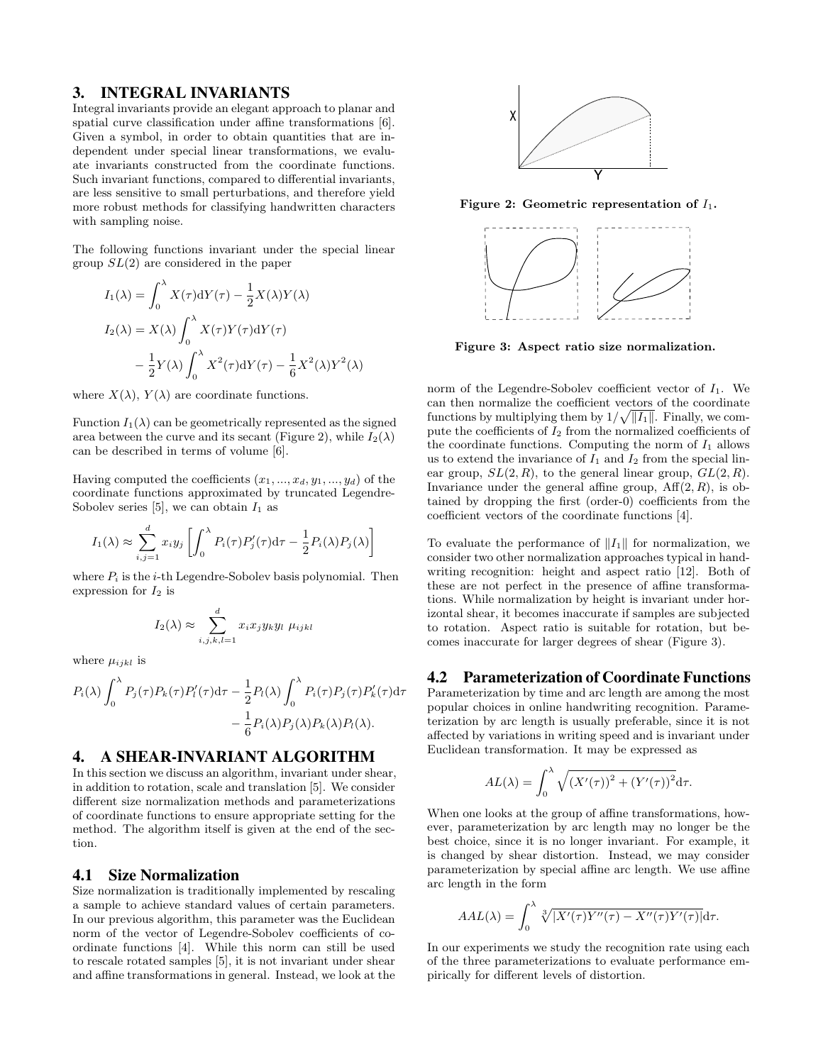## 3. INTEGRAL INVARIANTS

Integral invariants provide an elegant approach to planar and spatial curve classification under affine transformations [6]. Given a symbol, in order to obtain quantities that are independent under special linear transformations, we evaluate invariants constructed from the coordinate functions. Such invariant functions, compared to differential invariants, are less sensitive to small perturbations, and therefore yield more robust methods for classifying handwritten characters with sampling noise.

The following functions invariant under the special linear group $SL(2)$ are considered in the paper

$$I_1(\lambda) = \int_0^\lambda X(\tau)\mathrm{d}Y(\tau) - \frac{1}{2}X(\lambda)Y(\lambda)$$

$$I_2(\lambda) = X(\lambda)\int_0^\lambda X(\tau)Y(\tau)\mathrm{d}Y(\tau) - \frac{1}{2}Y(\lambda)\int_0^\lambda X^2(\tau)\mathrm{d}Y(\tau) - \frac{1}{6}X^2(\lambda)Y^2(\lambda)$$

where $X(\lambda)$, $Y(\lambda)$ are coordinate functions.

Function $I_1(\lambda)$ can be geometrically represented as the signed area between the curve and its secant (Figure 2), while $I_2(\lambda)$ can be described in terms of volume [6].

Having computed the coefficients $(x_1, ..., x_d, y_1, ..., y_d)$ of the coordinate functions approximated by truncated Legendre-Sobolev series [5], we can obtain $I_1$ as

$$I_1(\lambda) \approx \sum_{i,j=1}^{d} x_i y_j \left[\int_0^\lambda P_i(\tau)P_j'(\tau)\mathrm{d}\tau - \frac{1}{2}P_i(\lambda)P_j(\lambda)\right]$$

where $P_i$ is the $i$-th Legendre-Sobolev basis polynomial. Then expression for $I_2$ is

$$I_2(\lambda) \approx \sum_{i,j,k,l=1}^{d} x_i x_j y_k y_l \; \mu_{ijkl}$$

where $\mu_{ijkl}$ is

$$P_i(\lambda)\int_0^\lambda P_j(\tau)P_k(\tau)P_l'(\tau)\mathrm{d}\tau - \frac{1}{2}P_l(\lambda)\int_0^\lambda P_i(\tau)P_j(\tau)P_k'(\tau)\mathrm{d}\tau - \frac{1}{6}P_i(\lambda)P_j(\lambda)P_k(\lambda)P_l(\lambda).$$

Figure 2: Geometric representation of $I_1$.

Figure 3: Aspect ratio size normalization.

## 4. A SHEAR-INVARIANT ALGORITHM

In this section we discuss an algorithm, invariant under shear, in addition to rotation, scale and translation [5]. We consider different size normalization methods and parameterizations of coordinate functions to ensure appropriate setting for the method. The algorithm itself is given at the end of the section.

### 4.1 Size Normalization

Size normalization is traditionally implemented by rescaling a sample to achieve standard values of certain parameters. In our previous algorithm, this parameter was the Euclidean norm of the vector of Legendre-Sobolev coefficients of coordinate functions [4]. While this norm can still be used to rescale rotated samples [5], it is not invariant under shear and affine transformations in general. Instead, we look at the norm of the Legendre-Sobolev coefficient vector of $I_1$. We can then normalize the coefficient vectors of the coordinate functions by multiplying them by $1/\sqrt{\|I_1\|}$. Finally, we compute the coefficients of $I_2$ from the normalized coefficients of the coordinate functions. Computing the norm of $I_1$ allows us to extend the invariance of $I_1$ and $I_2$ from the special linear group, $SL(2, R)$, to the general linear group, $GL(2, R)$. Invariance under the general affine group, $\mathrm{Aff}(2, R)$, is obtained by dropping the first (order-0) coefficients from the coefficient vectors of the coordinate functions [4].

To evaluate the performance of $\|I_1\|$ for normalization, we consider two other normalization approaches typical in handwriting recognition: height and aspect ratio [12]. Both of these are not perfect in the presence of affine transformations. While normalization by height is invariant under horizontal shear, it becomes inaccurate if samples are subjected to rotation. Aspect ratio is suitable for rotation, but becomes inaccurate for larger degrees of shear (Figure 3).

### 4.2 Parameterization of Coordinate Functions

Parameterization by time and arc length are among the most popular choices in online handwriting recognition. Parameterization by arc length is usually preferable, since it is not affected by variations in writing speed and is invariant under Euclidean transformation. It may be expressed as

$$AL(\lambda) = \int_0^\lambda \sqrt{\left(X'(\tau)\right)^2 + \left(Y'(\tau)\right)^2}\mathrm{d}\tau.$$

When one looks at the group of affine transformations, however, parameterization by arc length may no longer be the best choice, since it is no longer invariant. For example, it is changed by shear distortion. Instead, we may consider parameterization by special affine arc length. We use affine arc length in the form

$$AAL(\lambda) = \int_0^\lambda \sqrt[3]{|X'(\tau)Y''(\tau) - X''(\tau)Y'(\tau)|}\mathrm{d}\tau.$$

In our experiments we study the recognition rate using each of the three parameterizations to evaluate performance empirically for different levels of distortion.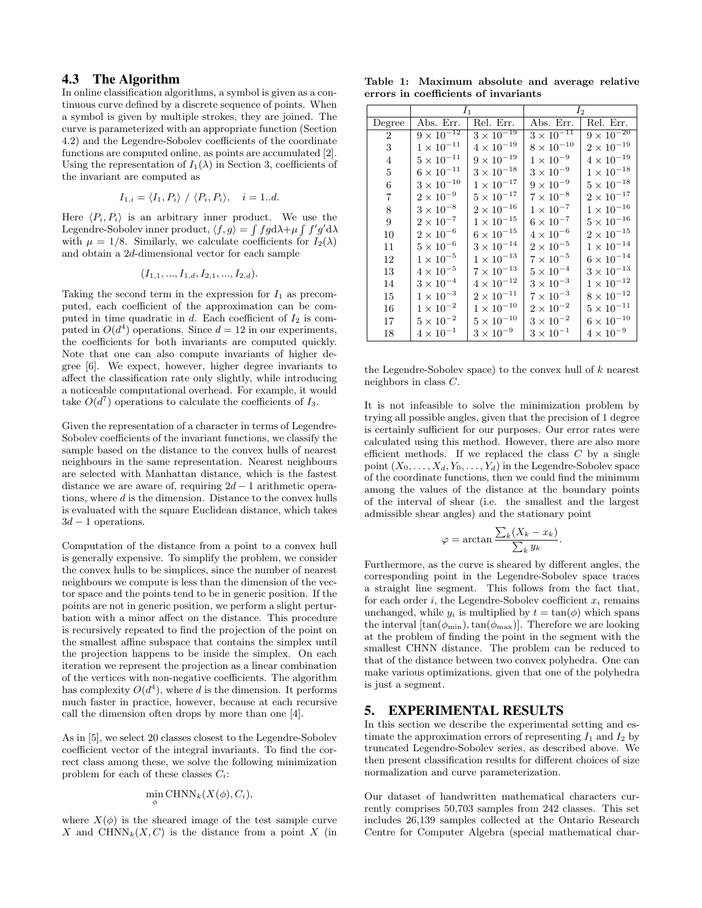### 4.3 The Algorithm

In online classification algorithms, a symbol is given as a continuous curve defined by a discrete sequence of points. When a symbol is given by multiple strokes, they are joined. The curve is parameterized with an appropriate function (Section 4.2) and the Legendre-Sobolev coefficients of the coordinate functions are computed online, as points are accumulated [2]. Using the representation of $I_1(\lambda)$ in Section 3, coefficients of the invariant are computed as

$$I_{1,i} = \langle I_1, P_i \rangle \ / \ \langle P_i, P_i \rangle, \quad i = 1..d.$$

Here $\langle P_i, P_i \rangle$ is an arbitrary inner product. We use the Legendre-Sobolev inner product, $\langle f, g \rangle = \int fg \mathrm{d}\lambda + \mu \int f'g' \mathrm{d}\lambda$ with $\mu = 1/8$. Similarly, we calculate coefficients for $I_2(\lambda)$ and obtain a $2d$-dimensional vector for each sample

$$(I_{1,1}, ..., I_{1,d}, I_{2,1}, ..., I_{2,d}).$$

Taking the second term in the expression for $I_1$ as precomputed, each coefficient of the approximation can be computed in time quadratic in $d$. Each coefficient of $I_2$ is computed in $O(d^4)$ operations. Since $d = 12$ in our experiments, the coefficients for both invariants are computed quickly. Note that one can also compute invariants of higher degree [6]. We expect, however, higher degree invariants to affect the classification rate only slightly, while introducing a noticeable computational overhead. For example, it would take $O(d^7)$ operations to calculate the coefficients of $I_3$.

Given the representation of a character in terms of Legendre-Sobolev coefficients of the invariant functions, we classify the sample based on the distance to the convex hulls of nearest neighbours in the same representation. Nearest neighbours are selected with Manhattan distance, which is the fastest distance we are aware of, requiring $2d - 1$ arithmetic operations, where $d$ is the dimension. Distance to the convex hulls is evaluated with the square Euclidean distance, which takes $3d - 1$ operations.

Computation of the distance from a point to a convex hull is generally expensive. To simplify the problem, we consider the convex hulls to be simplices, since the number of nearest neighbours we compute is less than the dimension of the vector space and the points tend to be in generic position. If the points are not in generic position, we perform a slight perturbation with a minor affect on the distance. This procedure is recursively repeated to find the projection of the point on the smallest affine subspace that contains the simplex until the projection happens to be inside the simplex. On each iteration we represent the projection as a linear combination of the vertices with non-negative coefficients. The algorithm has complexity $O(d^4)$, where $d$ is the dimension. It performs much faster in practice, however, because at each recursive call the dimension often drops by more than one [4].

As in [5], we select 20 classes closest to the Legendre-Sobolev coefficient vector of the integral invariants. To find the correct class among these, we solve the following minimization problem for each of these classes $C_i$:

$$\min_{\phi} \mathrm{CHNN}_k(X(\phi), C_i),$$

where $X(\phi)$ is the sheared image of the test sample curve $X$ and $\mathrm{CHNN}_k(X, C)$ is the distance from a point $X$ (in the Legendre-Sobolev space) to the convex hull of $k$ nearest neighbors in class $C$.

**Table 1: Maximum absolute and average relative errors in coefficients of invariants**

| | $I_1$ | | $I_2$ | |
|---|---|---|---|---|
| Degree | Abs. Err. | Rel. Err. | Abs. Err. | Rel. Err. |
| 2 | $9 \times 10^{-12}$ | $3 \times 10^{-19}$ | $3 \times 10^{-11}$ | $9 \times 10^{-20}$ |
| 3 | $1 \times 10^{-11}$ | $4 \times 10^{-19}$ | $8 \times 10^{-10}$ | $2 \times 10^{-19}$ |
| 4 | $5 \times 10^{-11}$ | $9 \times 10^{-19}$ | $1 \times 10^{-9}$ | $4 \times 10^{-19}$ |
| 5 | $6 \times 10^{-11}$ | $3 \times 10^{-18}$ | $3 \times 10^{-9}$ | $1 \times 10^{-18}$ |
| 6 | $3 \times 10^{-10}$ | $1 \times 10^{-17}$ | $9 \times 10^{-9}$ | $5 \times 10^{-18}$ |
| 7 | $2 \times 10^{-9}$ | $5 \times 10^{-17}$ | $7 \times 10^{-8}$ | $2 \times 10^{-17}$ |
| 8 | $3 \times 10^{-8}$ | $2 \times 10^{-16}$ | $1 \times 10^{-7}$ | $1 \times 10^{-16}$ |
| 9 | $2 \times 10^{-7}$ | $1 \times 10^{-15}$ | $6 \times 10^{-7}$ | $5 \times 10^{-16}$ |
| 10 | $2 \times 10^{-6}$ | $6 \times 10^{-15}$ | $4 \times 10^{-6}$ | $2 \times 10^{-15}$ |
| 11 | $5 \times 10^{-6}$ | $3 \times 10^{-14}$ | $2 \times 10^{-5}$ | $1 \times 10^{-14}$ |
| 12 | $1 \times 10^{-5}$ | $1 \times 10^{-13}$ | $7 \times 10^{-5}$ | $6 \times 10^{-14}$ |
| 13 | $4 \times 10^{-5}$ | $7 \times 10^{-13}$ | $5 \times 10^{-4}$ | $3 \times 10^{-13}$ |
| 14 | $3 \times 10^{-4}$ | $4 \times 10^{-12}$ | $3 \times 10^{-3}$ | $1 \times 10^{-12}$ |
| 15 | $1 \times 10^{-3}$ | $2 \times 10^{-11}$ | $7 \times 10^{-3}$ | $8 \times 10^{-12}$ |
| 16 | $1 \times 10^{-2}$ | $1 \times 10^{-10}$ | $2 \times 10^{-2}$ | $5 \times 10^{-11}$ |
| 17 | $5 \times 10^{-2}$ | $5 \times 10^{-10}$ | $3 \times 10^{-2}$ | $6 \times 10^{-10}$ |
| 18 | $4 \times 10^{-1}$ | $3 \times 10^{-9}$ | $3 \times 10^{-1}$ | $4 \times 10^{-9}$ |

It is not infeasible to solve the minimization problem by trying all possible angles, given that the precision of 1 degree is certainly sufficient for our purposes. Our error rates were calculated using this method. However, there are also more efficient methods. If we replaced the class $C$ by a single point $(X_0, \ldots, X_d, Y_0, \ldots, Y_d)$ in the Legendre-Sobolev space of the coordinate functions, then we could find the minimum among the values of the distance at the boundary points of the interval of shear (i.e. the smallest and the largest admissible shear angles) and the stationary point

$$\varphi = \arctan \frac{\sum_k (X_k - x_k)}{\sum_k y_k}.$$

Furthermore, as the curve is sheared by different angles, the corresponding point in the Legendre-Sobolev space traces a straight line segment. This follows from the fact that, for each order $i$, the Legendre-Sobolev coefficient $x_i$ remains unchanged, while $y_i$ is multiplied by $t = \tan(\phi)$ which spans the interval $[\tan(\phi_{\min}), \tan(\phi_{\max})]$. Therefore we are looking at the problem of finding the point in the segment with the smallest CHNN distance. The problem can be reduced to that of the distance between two convex polyhedra. One can make various optimizations, given that one of the polyhedra is just a segment.

## 5. EXPERIMENTAL RESULTS

In this section we describe the experimental setting and estimate the approximation errors of representing $I_1$ and $I_2$ by truncated Legendre-Sobolev series, as described above. We then present classification results for different choices of size normalization and curve parameterization.

Our dataset of handwritten mathematical characters currently comprises 50,703 samples from 242 classes. This set includes 26,139 samples collected at the Ontario Research Centre for Computer Algebra (special mathematical char-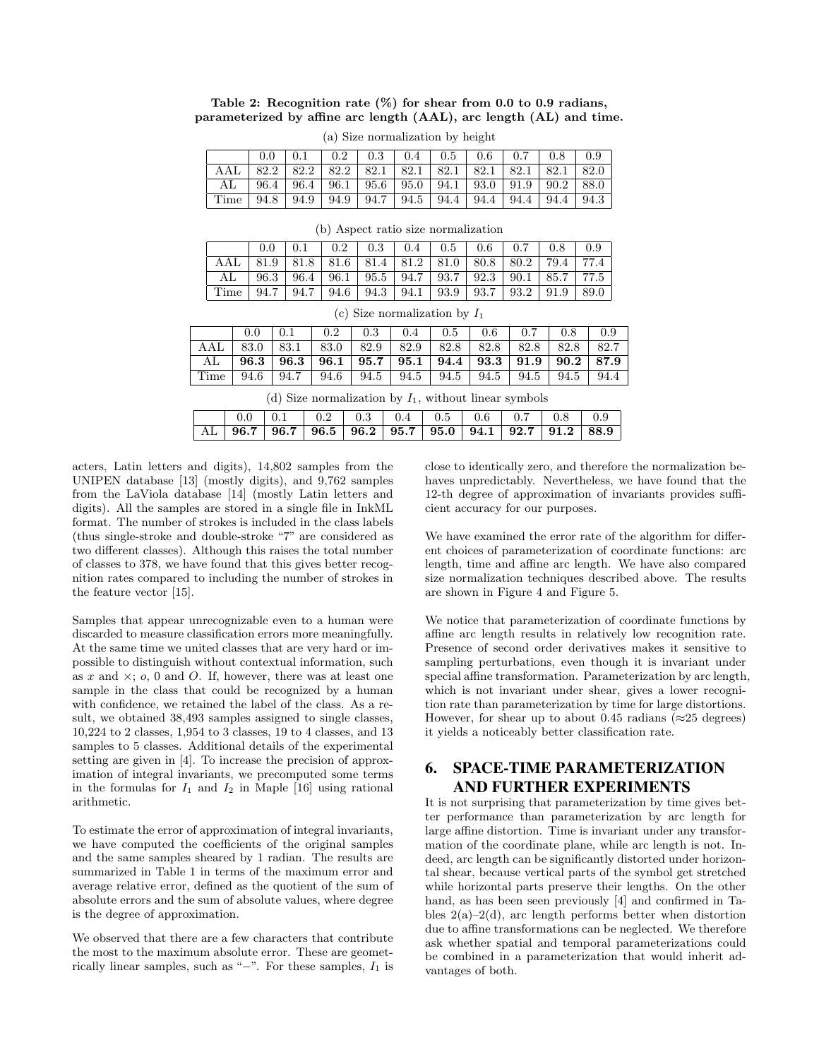**Table 2: Recognition rate (%) for shear from 0.0 to 0.9 radians, parameterized by affine arc length (AAL), arc length (AL) and time.**

(a) Size normalization by height

| | 0.0 | 0.1 | 0.2 | 0.3 | 0.4 | 0.5 | 0.6 | 0.7 | 0.8 | 0.9 |
|---|---|---|---|---|---|---|---|---|---|---|
| AAL | 82.2 | 82.2 | 82.2 | 82.1 | 82.1 | 82.1 | 82.1 | 82.1 | 82.1 | 82.0 |
| AL | 96.4 | 96.4 | 96.1 | 95.6 | 95.0 | 94.1 | 93.0 | 91.9 | 90.2 | 88.0 |
| Time | 94.8 | 94.9 | 94.9 | 94.7 | 94.5 | 94.4 | 94.4 | 94.4 | 94.4 | 94.3 |

(b) Aspect ratio size normalization

| | 0.0 | 0.1 | 0.2 | 0.3 | 0.4 | 0.5 | 0.6 | 0.7 | 0.8 | 0.9 |
|---|---|---|---|---|---|---|---|---|---|---|
| AAL | 81.9 | 81.8 | 81.6 | 81.4 | 81.2 | 81.0 | 80.8 | 80.2 | 79.4 | 77.4 |
| AL | 96.3 | 96.4 | 96.1 | 95.5 | 94.7 | 93.7 | 92.3 | 90.1 | 85.7 | 77.5 |
| Time | 94.7 | 94.7 | 94.6 | 94.3 | 94.1 | 93.9 | 93.7 | 93.2 | 91.9 | 89.0 |

(c) Size normalization by $I_1$

| | 0.0 | 0.1 | 0.2 | 0.3 | 0.4 | 0.5 | 0.6 | 0.7 | 0.8 | 0.9 |
|---|---|---|---|---|---|---|---|---|---|---|
| AAL | 83.0 | 83.1 | 83.0 | 82.9 | 82.9 | 82.8 | 82.8 | 82.8 | 82.8 | 82.7 |
| AL | **96.3** | **96.3** | **96.1** | **95.7** | **95.1** | **94.4** | **93.3** | **91.9** | **90.2** | **87.9** |
| Time | 94.6 | 94.7 | 94.6 | 94.5 | 94.5 | 94.5 | 94.5 | 94.5 | 94.5 | 94.4 |

(d) Size normalization by $I_1$, without linear symbols

| | 0.0 | 0.1 | 0.2 | 0.3 | 0.4 | 0.5 | 0.6 | 0.7 | 0.8 | 0.9 |
|---|---|---|---|---|---|---|---|---|---|---|
| AL | **96.7** | **96.7** | **96.5** | **96.2** | **95.7** | **95.0** | **94.1** | **92.7** | **91.2** | **88.9** |

acters, Latin letters and digits), 14,802 samples from the UNIPEN database [13] (mostly digits), and 9,762 samples from the LaViola database [14] (mostly Latin letters and digits). All the samples are stored in a single file in InkML format. The number of strokes is included in the class labels (thus single-stroke and double-stroke "7" are considered as two different classes). Although this raises the total number of classes to 378, we have found that this gives better recognition rates compared to including the number of strokes in the feature vector [15].

Samples that appear unrecognizable even to a human were discarded to measure classification errors more meaningfully. At the same time we united classes that are very hard or impossible to distinguish without contextual information, such as $x$ and $\times$; $o$, 0 and $O$. If, however, there was at least one sample in the class that could be recognized by a human with confidence, we retained the label of the class. As a result, we obtained 38,493 samples assigned to single classes, 10,224 to 2 classes, 1,954 to 3 classes, 19 to 4 classes, and 13 samples to 5 classes. Additional details of the experimental setting are given in [4]. To increase the precision of approximation of integral invariants, we precomputed some terms in the formulas for $I_1$ and $I_2$ in Maple [16] using rational arithmetic.

To estimate the error of approximation of integral invariants, we have computed the coefficients of the original samples and the same samples sheared by 1 radian. The results are summarized in Table 1 in terms of the maximum error and average relative error, defined as the quotient of the sum of absolute errors and the sum of absolute values, where degree is the degree of approximation.

We observed that there are a few characters that contribute the most to the maximum absolute error. These are geometrically linear samples, such as "$-$". For these samples, $I_1$ is close to identically zero, and therefore the normalization behaves unpredictably. Nevertheless, we have found that the 12-th degree of approximation of invariants provides sufficient accuracy for our purposes.

We have examined the error rate of the algorithm for different choices of parameterization of coordinate functions: arc length, time and affine arc length. We have also compared size normalization techniques described above. The results are shown in Figure 4 and Figure 5.

We notice that parameterization of coordinate functions by affine arc length results in relatively low recognition rate. Presence of second order derivatives makes it sensitive to sampling perturbations, even though it is invariant under special affine transformation. Parameterization by arc length, which is not invariant under shear, gives a lower recognition rate than parameterization by time for large distortions. However, for shear up to about 0.45 radians ($\approx$25 degrees) it yields a noticeably better classification rate.

## 6. SPACE-TIME PARAMETERIZATION AND FURTHER EXPERIMENTS

It is not surprising that parameterization by time gives better performance than parameterization by arc length for large affine distortion. Time is invariant under any transformation of the coordinate plane, while arc length is not. Indeed, arc length can be significantly distorted under horizontal shear, because vertical parts of the symbol get stretched while horizontal parts preserve their lengths. On the other hand, as has been seen previously [4] and confirmed in Tables 2(a)–2(d), arc length performs better when distortion due to affine transformations can be neglected. We therefore ask whether spatial and temporal parameterizations could be combined in a parameterization that would inherit advantages of both.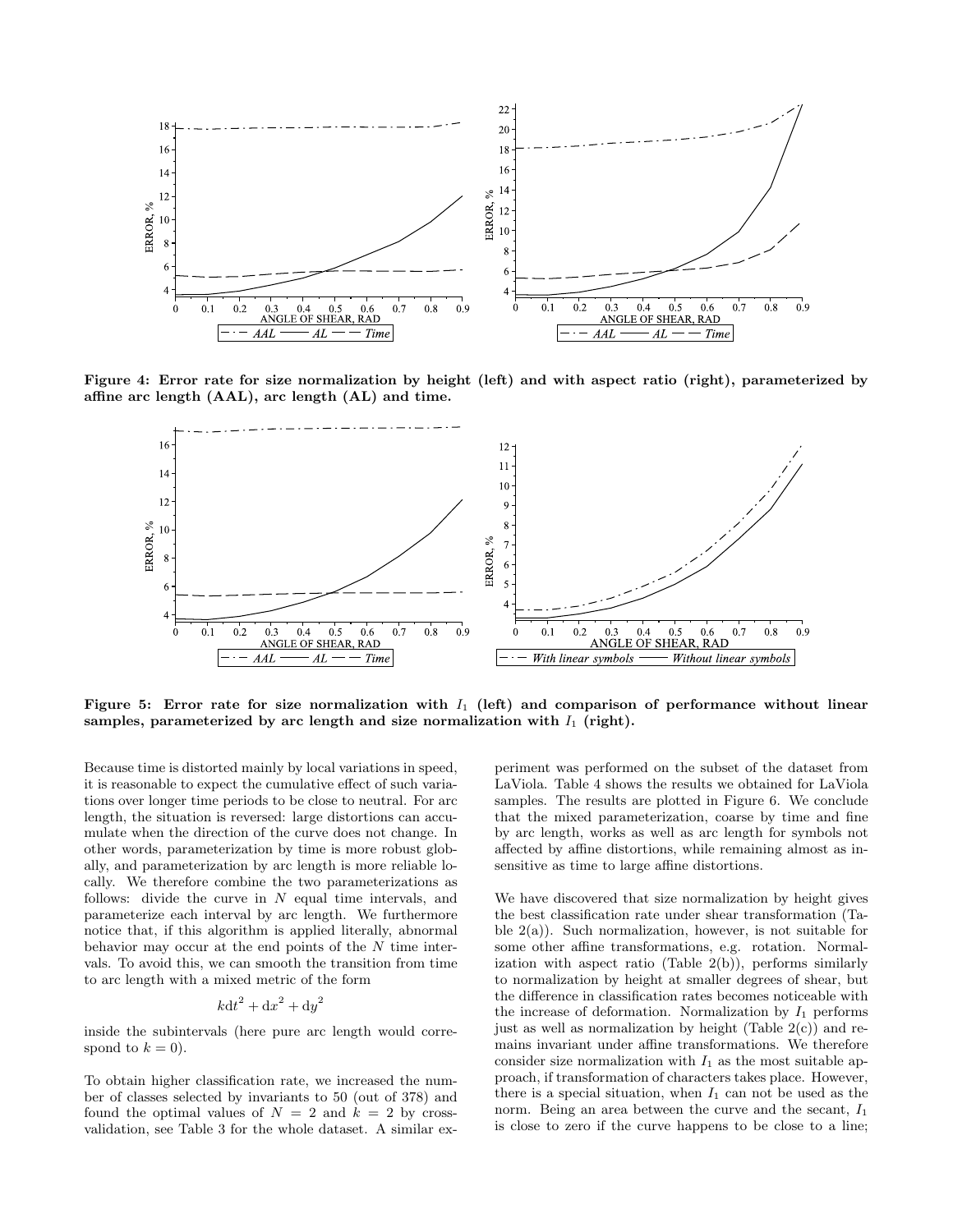Figure 4: Error rate for size normalization by height (left) and with aspect ratio (right), parameterized by affine arc length (AAL), arc length (AL) and time.

Figure 5: Error rate for size normalization with $I_1$ (left) and comparison of performance without linear samples, parameterized by arc length and size normalization with $I_1$ (right).

Because time is distorted mainly by local variations in speed, it is reasonable to expect the cumulative effect of such variations over longer time periods to be close to neutral. For arc length, the situation is reversed: large distortions can accumulate when the direction of the curve does not change. In other words, parameterization by time is more robust globally, and parameterization by arc length is more reliable locally. We therefore combine the two parameterizations as follows: divide the curve in $N$ equal time intervals, and parameterize each interval by arc length. We furthermore notice that, if this algorithm is applied literally, abnormal behavior may occur at the end points of the $N$ time intervals. To avoid this, we can smooth the transition from time to arc length with a mixed metric of the form

$$k\mathrm{d}t^2 + \mathrm{d}x^2 + \mathrm{d}y^2$$

inside the subintervals (here pure arc length would correspond to $k = 0$).

To obtain higher classification rate, we increased the number of classes selected by invariants to 50 (out of 378) and found the optimal values of $N = 2$ and $k = 2$ by cross-validation, see Table 3 for the whole dataset. A similar experiment was performed on the subset of the dataset from LaViola. Table 4 shows the results we obtained for LaViola samples. The results are plotted in Figure 6. We conclude that the mixed parameterization, coarse by time and fine by arc length, works as well as arc length for symbols not affected by affine distortions, while remaining almost as insensitive as time to large affine distortions.

We have discovered that size normalization by height gives the best classification rate under shear transformation (Table 2(a)). Such normalization, however, is not suitable for some other affine transformations, e.g. rotation. Normalization with aspect ratio (Table 2(b)), performs similarly to normalization by height at smaller degrees of shear, but the difference in classification rates becomes noticeable with the increase of deformation. Normalization by $I_1$ performs just as well as normalization by height (Table 2(c)) and remains invariant under affine transformations. We therefore consider size normalization with $I_1$ as the most suitable approach, if transformation of characters takes place. However, there is a special situation, when $I_1$ can not be used as the norm. Being an area between the curve and the secant, $I_1$ is close to zero if the curve happens to be close to a line;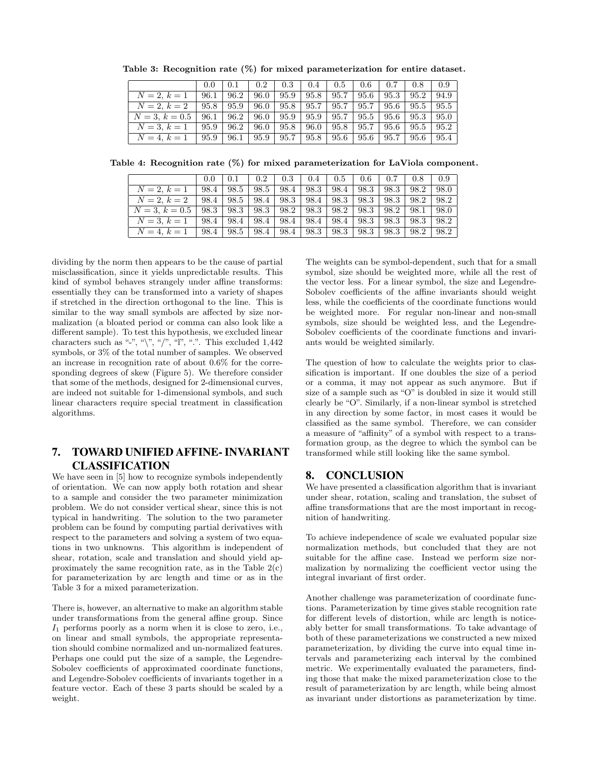**Table 3: Recognition rate (%) for mixed parameterization for entire dataset.**

| | 0.0 | 0.1 | 0.2 | 0.3 | 0.4 | 0.5 | 0.6 | 0.7 | 0.8 | 0.9 |
|---|---|---|---|---|---|---|---|---|---|---|
| $N = 2,\ k = 1$ | 96.1 | 96.2 | 96.0 | 95.9 | 95.8 | 95.7 | 95.6 | 95.3 | 95.2 | 94.9 |
| $N = 2,\ k = 2$ | 95.8 | 95.9 | 96.0 | 95.8 | 95.7 | 95.7 | 95.7 | 95.6 | 95.5 | 95.5 |
| $N = 3,\ k = 0.5$ | 96.1 | 96.2 | 96.0 | 95.9 | 95.9 | 95.7 | 95.5 | 95.6 | 95.3 | 95.0 |
| $N = 3,\ k = 1$ | 95.9 | 96.2 | 96.0 | 95.8 | 96.0 | 95.8 | 95.7 | 95.6 | 95.5 | 95.2 |
| $N = 4,\ k = 1$ | 95.9 | 96.1 | 95.9 | 95.7 | 95.8 | 95.6 | 95.6 | 95.7 | 95.6 | 95.4 |

**Table 4: Recognition rate (%) for mixed parameterization for LaViola component.**

| | 0.0 | 0.1 | 0.2 | 0.3 | 0.4 | 0.5 | 0.6 | 0.7 | 0.8 | 0.9 |
|---|---|---|---|---|---|---|---|---|---|---|
| $N = 2,\ k = 1$ | 98.4 | 98.5 | 98.5 | 98.4 | 98.3 | 98.4 | 98.3 | 98.3 | 98.2 | 98.0 |
| $N = 2,\ k = 2$ | 98.4 | 98.5 | 98.4 | 98.3 | 98.4 | 98.3 | 98.3 | 98.3 | 98.2 | 98.2 |
| $N = 3,\ k = 0.5$ | 98.3 | 98.3 | 98.3 | 98.2 | 98.3 | 98.2 | 98.3 | 98.2 | 98.1 | 98.0 |
| $N = 3,\ k = 1$ | 98.4 | 98.4 | 98.4 | 98.4 | 98.4 | 98.4 | 98.3 | 98.3 | 98.3 | 98.2 |
| $N = 4,\ k = 1$ | 98.4 | 98.5 | 98.4 | 98.4 | 98.3 | 98.3 | 98.3 | 98.3 | 98.2 | 98.2 |

dividing by the norm then appears to be the cause of partial misclassification, since it yields unpredictable results. This kind of symbol behaves strangely under affine transforms: essentially they can be transformed into a variety of shapes if stretched in the direction orthogonal to the line. This is similar to the way small symbols are affected by size normalization (a bloated period or comma can also look like a different sample). To test this hypothesis, we excluded linear characters such as "-", "\", "/", "l", ".". This excluded 1,442 symbols, or 3% of the total number of samples. We observed an increase in recognition rate of about 0.6% for the corresponding degrees of skew (Figure 5). We therefore consider that some of the methods, designed for 2-dimensional curves, are indeed not suitable for 1-dimensional symbols, and such linear characters require special treatment in classification algorithms.

## 7. TOWARD UNIFIED AFFINE- INVARIANT CLASSIFICATION

We have seen in [5] how to recognize symbols independently of orientation. We can now apply both rotation and shear to a sample and consider the two parameter minimization problem. We do not consider vertical shear, since this is not typical in handwriting. The solution to the two parameter problem can be found by computing partial derivatives with respect to the parameters and solving a system of two equations in two unknowns. This algorithm is independent of shear, rotation, scale and translation and should yield approximately the same recognition rate, as in the Table 2(c) for parameterization by arc length and time or as in the Table 3 for a mixed parameterization.

There is, however, an alternative to make an algorithm stable under transformations from the general affine group. Since $I_1$ performs poorly as a norm when it is close to zero, i.e., on linear and small symbols, the appropriate representation should combine normalized and un-normalized features. Perhaps one could put the size of a sample, the Legendre-Sobolev coefficients of approximated coordinate functions, and Legendre-Sobolev coefficients of invariants together in a feature vector. Each of these 3 parts should be scaled by a weight.

The weights can be symbol-dependent, such that for a small symbol, size should be weighted more, while all the rest of the vector less. For a linear symbol, the size and Legendre-Sobolev coefficients of the affine invariants should weight less, while the coefficients of the coordinate functions would be weighted more. For regular non-linear and non-small symbols, size should be weighted less, and the Legendre-Sobolev coefficients of the coordinate functions and invariants would be weighted similarly.

The question of how to calculate the weights prior to classification is important. If one doubles the size of a period or a comma, it may not appear as such anymore. But if size of a sample such as "O" is doubled in size it would still clearly be "O". Similarly, if a non-linear symbol is stretched in any direction by some factor, in most cases it would be classified as the same symbol. Therefore, we can consider a measure of "affinity" of a symbol with respect to a transformation group, as the degree to which the symbol can be transformed while still looking like the same symbol.

## 8. CONCLUSION

We have presented a classification algorithm that is invariant under shear, rotation, scaling and translation, the subset of affine transformations that are the most important in recognition of handwriting.

To achieve independence of scale we evaluated popular size normalization methods, but concluded that they are not suitable for the affine case. Instead we perform size normalization by normalizing the coefficient vector using the integral invariant of first order.

Another challenge was parameterization of coordinate functions. Parameterization by time gives stable recognition rate for different levels of distortion, while arc length is noticeably better for small transformations. To take advantage of both of these parameterizations we constructed a new mixed parameterization, by dividing the curve into equal time intervals and parameterizing each interval by the combined metric. We experimentally evaluated the parameters, finding those that make the mixed parameterization close to the result of parameterization by arc length, while being almost as invariant under distortions as parameterization by time.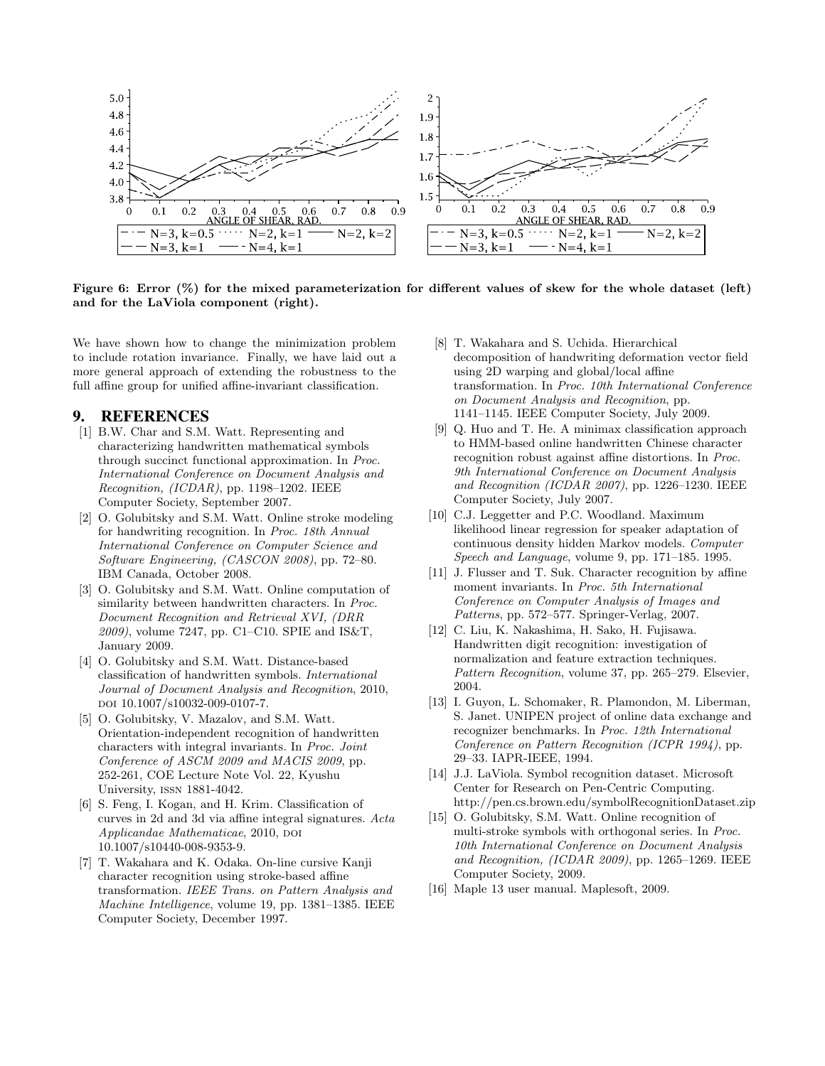5.0
4.8
4.6
4.4
4.2
4.0
3.8
0 0.1 0.2 0.3 0.4 0.5 0.6 0.7 0.8 0.9
ANGLE OF SHEAR, RAD.
N=3, k=0.5 N=2, k=1 N=2, k=2
N=3, k=1 N=4, k=1

2
1.9
1.8
1.7
1.6
1.5
0 0.1 0.2 0.3 0.4 0.5 0.6 0.7 0.8 0.9
ANGLE OF SHEAR, RAD.
N=3, k=0.5 N=2, k=1 N=2, k=2
N=3, k=1 N=4, k=1

**Figure 6: Error (%) for the mixed parameterization for different values of skew for the whole dataset (left) and for the LaViola component (right).**

We have shown how to change the minimization problem to include rotation invariance. Finally, we have laid out a more general approach of extending the robustness to the full affine group for unified affine-invariant classification.

## 9. REFERENCES

[1] B.W. Char and S.M. Watt. Representing and characterizing handwritten mathematical symbols through succinct functional approximation. In *Proc. International Conference on Document Analysis and Recognition, (ICDAR)*, pp. 1198–1202. IEEE Computer Society, September 2007.

[2] O. Golubitsky and S.M. Watt. Online stroke modeling for handwriting recognition. In *Proc. 18th Annual International Conference on Computer Science and Software Engineering, (CASCON 2008)*, pp. 72–80. IBM Canada, October 2008.

[3] O. Golubitsky and S.M. Watt. Online computation of similarity between handwritten characters. In *Proc. Document Recognition and Retrieval XVI, (DRR 2009)*, volume 7247, pp. C1–C10. SPIE and IS&T, January 2009.

[4] O. Golubitsky and S.M. Watt. Distance-based classification of handwritten symbols. *International Journal of Document Analysis and Recognition*, 2010, DOI 10.1007/s10032-009-0107-7.

[5] O. Golubitsky, V. Mazalov, and S.M. Watt. Orientation-independent recognition of handwritten characters with integral invariants. In *Proc. Joint Conference of ASCM 2009 and MACIS 2009*, pp. 252-261, COE Lecture Note Vol. 22, Kyushu University, ISSN 1881-4042.

[6] S. Feng, I. Kogan, and H. Krim. Classification of curves in 2d and 3d via affine integral signatures. *Acta Applicandae Mathematicae*, 2010, DOI 10.1007/s10440-008-9353-9.

[7] T. Wakahara and K. Odaka. On-line cursive Kanji character recognition using stroke-based affine transformation. *IEEE Trans. on Pattern Analysis and Machine Intelligence*, volume 19, pp. 1381–1385. IEEE Computer Society, December 1997.

[8] T. Wakahara and S. Uchida. Hierarchical decomposition of handwriting deformation vector field using 2D warping and global/local affine transformation. In *Proc. 10th International Conference on Document Analysis and Recognition*, pp. 1141–1145. IEEE Computer Society, July 2009.

[9] Q. Huo and T. He. A minimax classification approach to HMM-based online handwritten Chinese character recognition robust against affine distortions. In *Proc. 9th International Conference on Document Analysis and Recognition (ICDAR 2007)*, pp. 1226–1230. IEEE Computer Society, July 2007.

[10] C.J. Leggetter and P.C. Woodland. Maximum likelihood linear regression for speaker adaptation of continuous density hidden Markov models. *Computer Speech and Language*, volume 9, pp. 171–185. 1995.

[11] J. Flusser and T. Suk. Character recognition by affine moment invariants. In *Proc. 5th International Conference on Computer Analysis of Images and Patterns*, pp. 572–577. Springer-Verlag, 2007.

[12] C. Liu, K. Nakashima, H. Sako, H. Fujisawa. Handwritten digit recognition: investigation of normalization and feature extraction techniques. *Pattern Recognition*, volume 37, pp. 265–279. Elsevier, 2004.

[13] I. Guyon, L. Schomaker, R. Plamondon, M. Liberman, S. Janet. UNIPEN project of online data exchange and recognizer benchmarks. In *Proc. 12th International Conference on Pattern Recognition (ICPR 1994)*, pp. 29–33. IAPR-IEEE, 1994.

[14] J.J. LaViola. Symbol recognition dataset. Microsoft Center for Research on Pen-Centric Computing. http://pen.cs.brown.edu/symbolRecognitionDataset.zip

[15] O. Golubitsky, S.M. Watt. Online recognition of multi-stroke symbols with orthogonal series. In *Proc. 10th International Conference on Document Analysis and Recognition, (ICDAR 2009)*, pp. 1265–1269. IEEE Computer Society, 2009.

[16] Maple 13 user manual. Maplesoft, 2009.